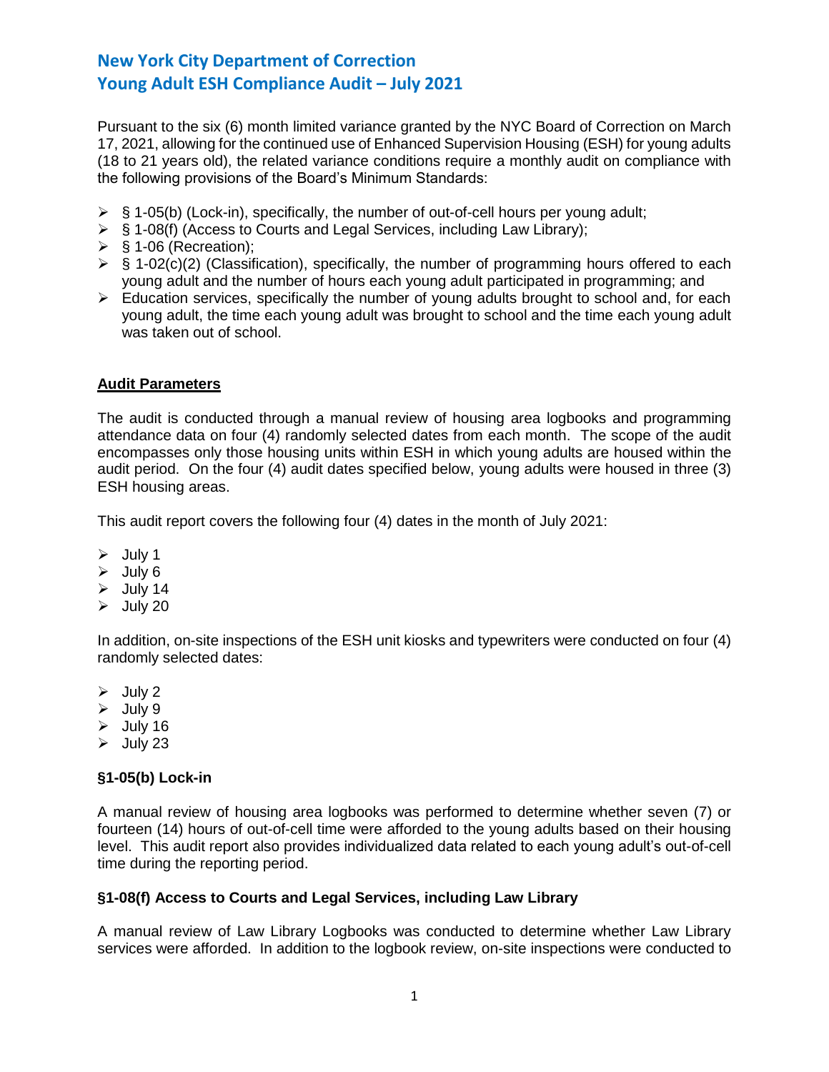# New York City Department of Correction
# Young Adult ESH Compliance Audit – July 2021

Pursuant to the six (6) month limited variance granted by the NYC Board of Correction on March 17, 2021, allowing for the continued use of Enhanced Supervision Housing (ESH) for young adults (18 to 21 years old), the related variance conditions require a monthly audit on compliance with the following provisions of the Board's Minimum Standards:

- § 1-05(b) (Lock-in), specifically, the number of out-of-cell hours per young adult;
- § 1-08(f) (Access to Courts and Legal Services, including Law Library);
- § 1-06 (Recreation);
- § 1-02(c)(2) (Classification), specifically, the number of programming hours offered to each young adult and the number of hours each young adult participated in programming; and
- Education services, specifically the number of young adults brought to school and, for each young adult, the time each young adult was brought to school and the time each young adult was taken out of school.

## Audit Parameters

The audit is conducted through a manual review of housing area logbooks and programming attendance data on four (4) randomly selected dates from each month. The scope of the audit encompasses only those housing units within ESH in which young adults are housed within the audit period. On the four (4) audit dates specified below, young adults were housed in three (3) ESH housing areas.

This audit report covers the following four (4) dates in the month of July 2021:

- July 1
- July 6
- July 14
- July 20

In addition, on-site inspections of the ESH unit kiosks and typewriters were conducted on four (4) randomly selected dates:

- July 2
- July 9
- July 16
- July 23

### §1-05(b) Lock-in

A manual review of housing area logbooks was performed to determine whether seven (7) or fourteen (14) hours of out-of-cell time were afforded to the young adults based on their housing level. This audit report also provides individualized data related to each young adult's out-of-cell time during the reporting period.

### §1-08(f) Access to Courts and Legal Services, including Law Library

A manual review of Law Library Logbooks was conducted to determine whether Law Library services were afforded. In addition to the logbook review, on-site inspections were conducted to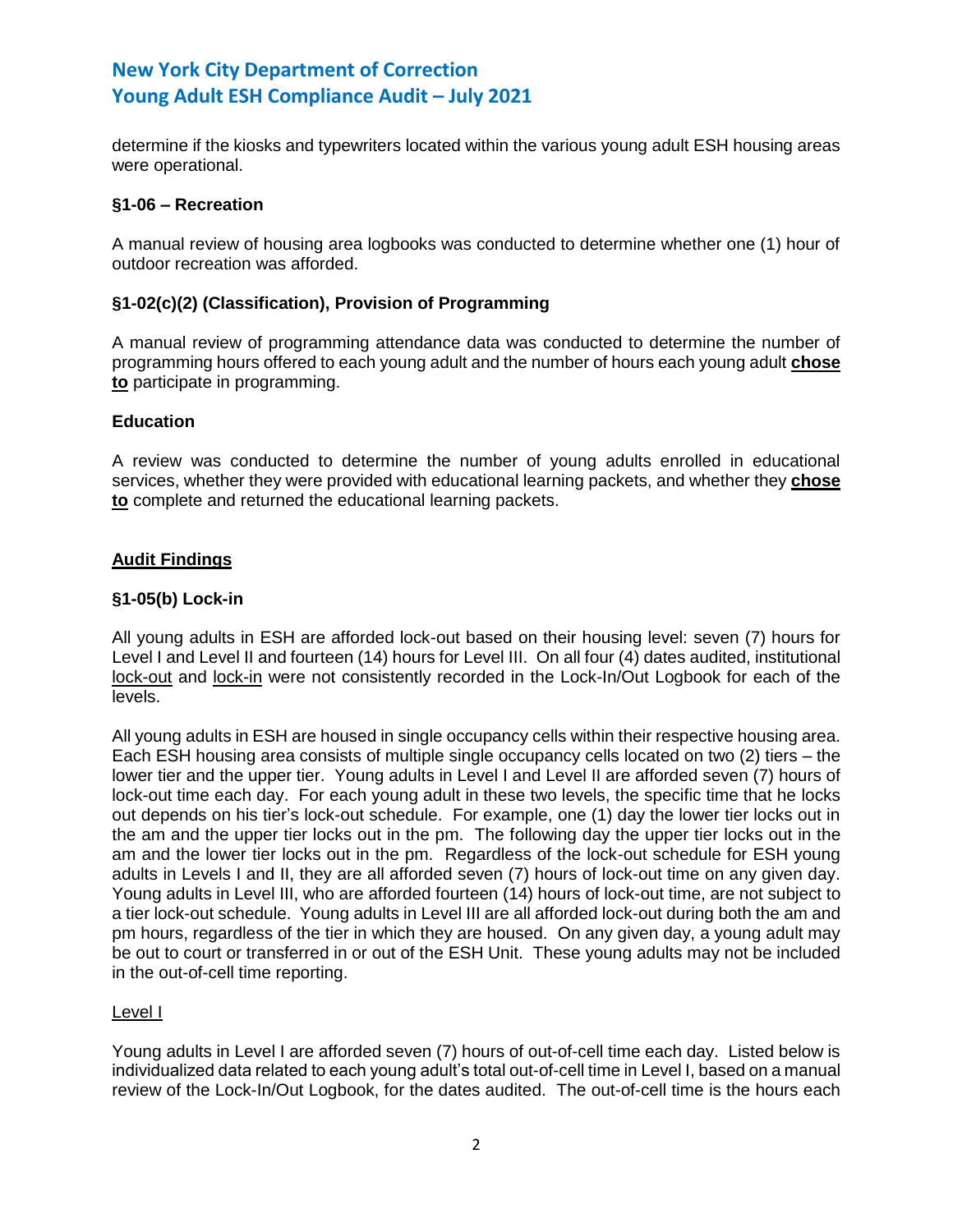determine if the kiosks and typewriters located within the various young adult ESH housing areas were operational.

### §1-06 – Recreation

A manual review of housing area logbooks was conducted to determine whether one (1) hour of outdoor recreation was afforded.

### §1-02(c)(2) (Classification), Provision of Programming

A manual review of programming attendance data was conducted to determine the number of programming hours offered to each young adult and the number of hours each young adult **<u>chose to</u>** participate in programming.

### Education

A review was conducted to determine the number of young adults enrolled in educational services, whether they were provided with educational learning packets, and whether they **<u>chose to</u>** complete and returned the educational learning packets.

## <u>Audit Findings</u>

### §1-05(b) Lock-in

All young adults in ESH are afforded lock-out based on their housing level: seven (7) hours for Level I and Level II and fourteen (14) hours for Level III. On all four (4) dates audited, institutional <u>lock-out</u> and <u>lock-in</u> were not consistently recorded in the Lock-In/Out Logbook for each of the levels.

All young adults in ESH are housed in single occupancy cells within their respective housing area. Each ESH housing area consists of multiple single occupancy cells located on two (2) tiers – the lower tier and the upper tier. Young adults in Level I and Level II are afforded seven (7) hours of lock-out time each day. For each young adult in these two levels, the specific time that he locks out depends on his tier's lock-out schedule. For example, one (1) day the lower tier locks out in the am and the upper tier locks out in the pm. The following day the upper tier locks out in the am and the lower tier locks out in the pm. Regardless of the lock-out schedule for ESH young adults in Levels I and II, they are all afforded seven (7) hours of lock-out time on any given day. Young adults in Level III, who are afforded fourteen (14) hours of lock-out time, are not subject to a tier lock-out schedule. Young adults in Level III are all afforded lock-out during both the am and pm hours, regardless of the tier in which they are housed. On any given day, a young adult may be out to court or transferred in or out of the ESH Unit. These young adults may not be included in the out-of-cell time reporting.

<u>Level I</u>

Young adults in Level I are afforded seven (7) hours of out-of-cell time each day. Listed below is individualized data related to each young adult's total out-of-cell time in Level I, based on a manual review of the Lock-In/Out Logbook, for the dates audited. The out-of-cell time is the hours each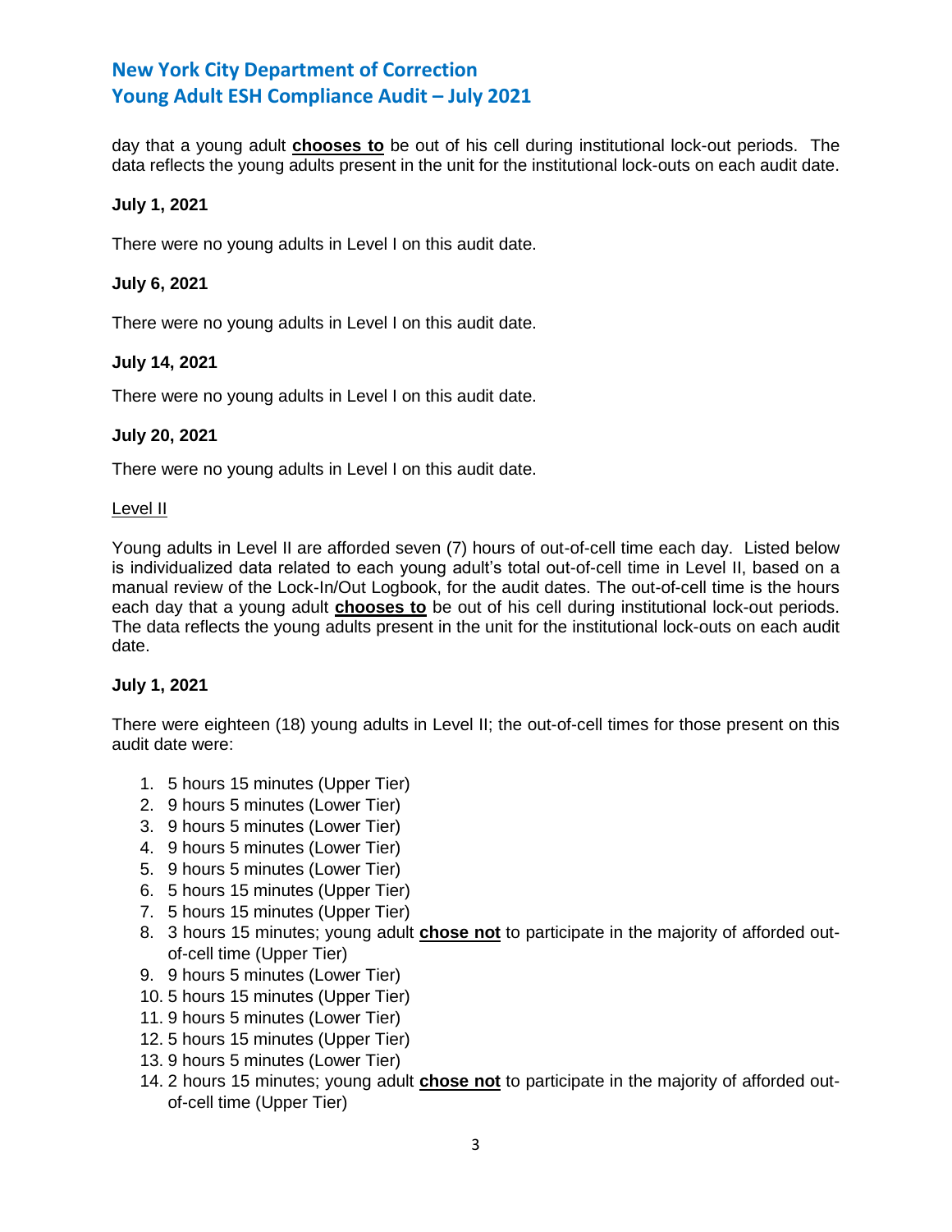day that a young adult **chooses to** be out of his cell during institutional lock-out periods. The data reflects the young adults present in the unit for the institutional lock-outs on each audit date.

**July 1, 2021**

There were no young adults in Level I on this audit date.

**July 6, 2021**

There were no young adults in Level I on this audit date.

**July 14, 2021**

There were no young adults in Level I on this audit date.

**July 20, 2021**

There were no young adults in Level I on this audit date.

Level II

Young adults in Level II are afforded seven (7) hours of out-of-cell time each day. Listed below is individualized data related to each young adult's total out-of-cell time in Level II, based on a manual review of the Lock-In/Out Logbook, for the audit dates. The out-of-cell time is the hours each day that a young adult **chooses to** be out of his cell during institutional lock-out periods. The data reflects the young adults present in the unit for the institutional lock-outs on each audit date.

**July 1, 2021**

There were eighteen (18) young adults in Level II; the out-of-cell times for those present on this audit date were:

1. 5 hours 15 minutes (Upper Tier)
2. 9 hours 5 minutes (Lower Tier)
3. 9 hours 5 minutes (Lower Tier)
4. 9 hours 5 minutes (Lower Tier)
5. 9 hours 5 minutes (Lower Tier)
6. 5 hours 15 minutes (Upper Tier)
7. 5 hours 15 minutes (Upper Tier)
8. 3 hours 15 minutes; young adult **chose not** to participate in the majority of afforded out-of-cell time (Upper Tier)
9. 9 hours 5 minutes (Lower Tier)
10. 5 hours 15 minutes (Upper Tier)
11. 9 hours 5 minutes (Lower Tier)
12. 5 hours 15 minutes (Upper Tier)
13. 9 hours 5 minutes (Lower Tier)
14. 2 hours 15 minutes; young adult **chose not** to participate in the majority of afforded out-of-cell time (Upper Tier)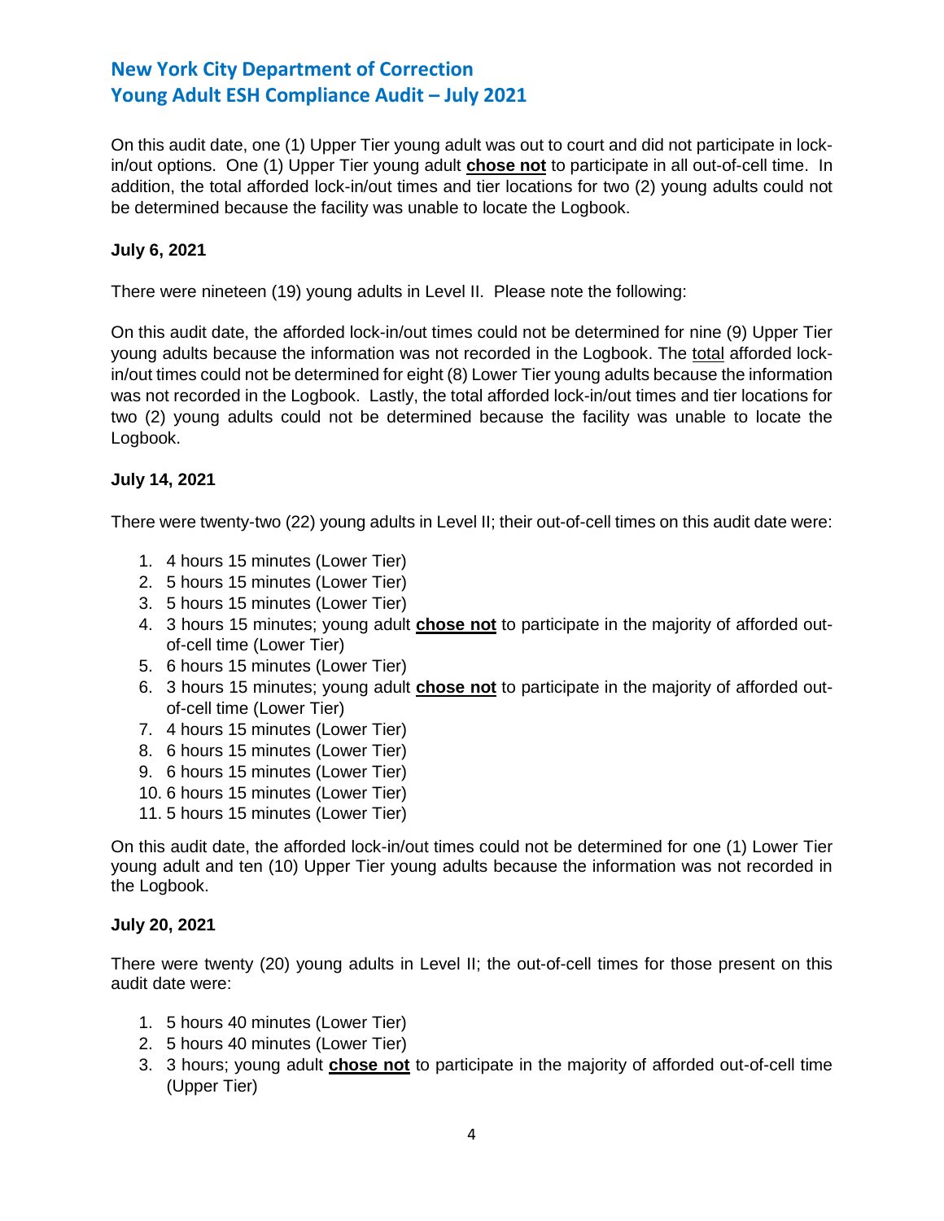On this audit date, one (1) Upper Tier young adult was out to court and did not participate in lock-in/out options. One (1) Upper Tier young adult **chose not** to participate in all out-of-cell time. In addition, the total afforded lock-in/out times and tier locations for two (2) young adults could not be determined because the facility was unable to locate the Logbook.

**July 6, 2021**

There were nineteen (19) young adults in Level II. Please note the following:

On this audit date, the afforded lock-in/out times could not be determined for nine (9) Upper Tier young adults because the information was not recorded in the Logbook. The total afforded lock-in/out times could not be determined for eight (8) Lower Tier young adults because the information was not recorded in the Logbook. Lastly, the total afforded lock-in/out times and tier locations for two (2) young adults could not be determined because the facility was unable to locate the Logbook.

**July 14, 2021**

There were twenty-two (22) young adults in Level II; their out-of-cell times on this audit date were:

1. 4 hours 15 minutes (Lower Tier)
2. 5 hours 15 minutes (Lower Tier)
3. 5 hours 15 minutes (Lower Tier)
4. 3 hours 15 minutes; young adult **chose not** to participate in the majority of afforded out-of-cell time (Lower Tier)
5. 6 hours 15 minutes (Lower Tier)
6. 3 hours 15 minutes; young adult **chose not** to participate in the majority of afforded out-of-cell time (Lower Tier)
7. 4 hours 15 minutes (Lower Tier)
8. 6 hours 15 minutes (Lower Tier)
9. 6 hours 15 minutes (Lower Tier)
10. 6 hours 15 minutes (Lower Tier)
11. 5 hours 15 minutes (Lower Tier)

On this audit date, the afforded lock-in/out times could not be determined for one (1) Lower Tier young adult and ten (10) Upper Tier young adults because the information was not recorded in the Logbook.

**July 20, 2021**

There were twenty (20) young adults in Level II; the out-of-cell times for those present on this audit date were:

1. 5 hours 40 minutes (Lower Tier)
2. 5 hours 40 minutes (Lower Tier)
3. 3 hours; young adult **chose not** to participate in the majority of afforded out-of-cell time (Upper Tier)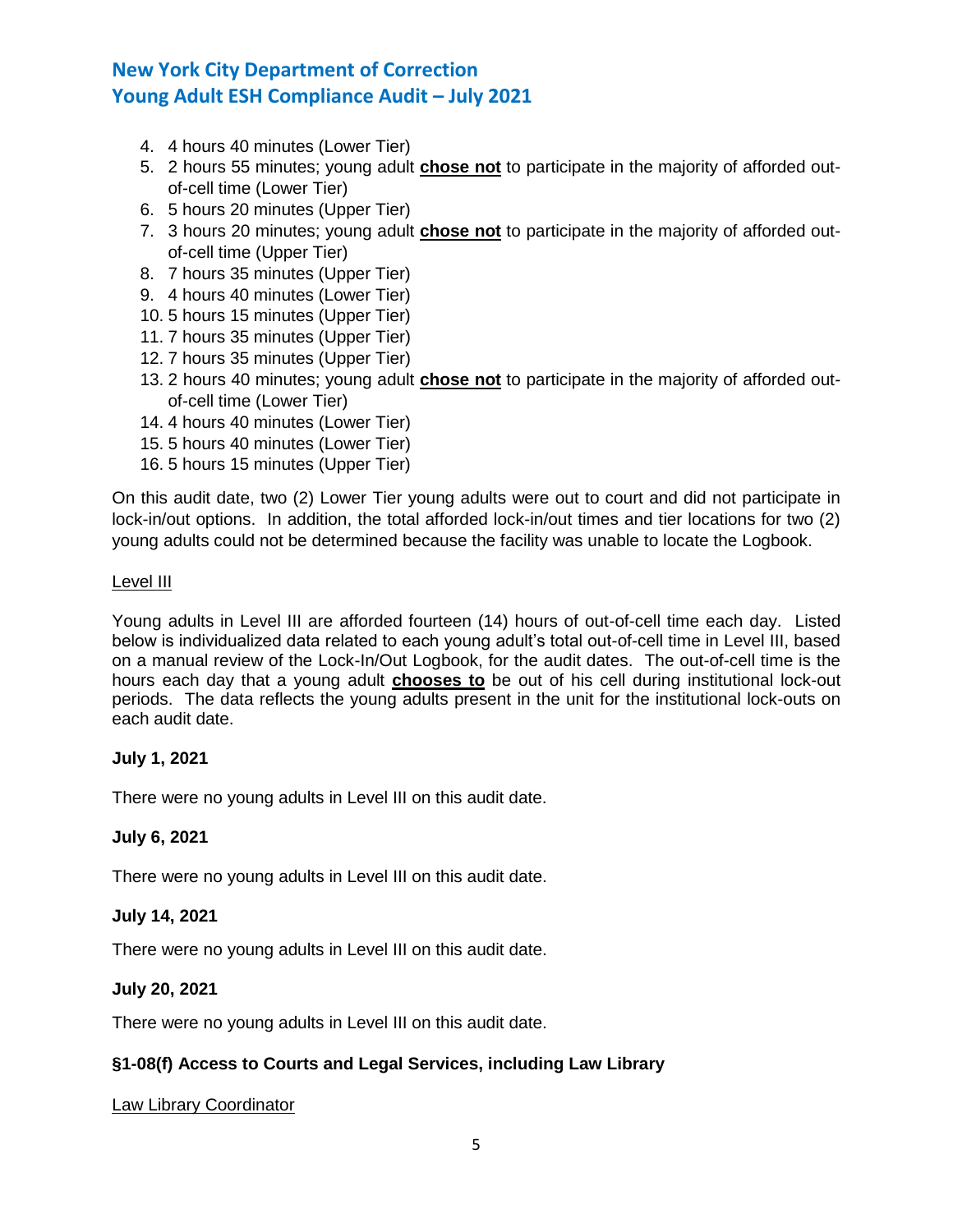4. 4 hours 40 minutes (Lower Tier)
5. 2 hours 55 minutes; young adult **<u>chose not</u>** to participate in the majority of afforded out-of-cell time (Lower Tier)
6. 5 hours 20 minutes (Upper Tier)
7. 3 hours 20 minutes; young adult **<u>chose not</u>** to participate in the majority of afforded out-of-cell time (Upper Tier)
8. 7 hours 35 minutes (Upper Tier)
9. 4 hours 40 minutes (Lower Tier)
10. 5 hours 15 minutes (Upper Tier)
11. 7 hours 35 minutes (Upper Tier)
12. 7 hours 35 minutes (Upper Tier)
13. 2 hours 40 minutes; young adult **<u>chose not</u>** to participate in the majority of afforded out-of-cell time (Lower Tier)
14. 4 hours 40 minutes (Lower Tier)
15. 5 hours 40 minutes (Lower Tier)
16. 5 hours 15 minutes (Upper Tier)

On this audit date, two (2) Lower Tier young adults were out to court and did not participate in lock-in/out options. In addition, the total afforded lock-in/out times and tier locations for two (2) young adults could not be determined because the facility was unable to locate the Logbook.

<u>Level III</u>

Young adults in Level III are afforded fourteen (14) hours of out-of-cell time each day. Listed below is individualized data related to each young adult's total out-of-cell time in Level III, based on a manual review of the Lock-In/Out Logbook, for the audit dates. The out-of-cell time is the hours each day that a young adult **<u>chooses to</u>** be out of his cell during institutional lock-out periods. The data reflects the young adults present in the unit for the institutional lock-outs on each audit date.

**July 1, 2021**

There were no young adults in Level III on this audit date.

**July 6, 2021**

There were no young adults in Level III on this audit date.

**July 14, 2021**

There were no young adults in Level III on this audit date.

**July 20, 2021**

There were no young adults in Level III on this audit date.

### §1-08(f) Access to Courts and Legal Services, including Law Library

<u>Law Library Coordinator</u>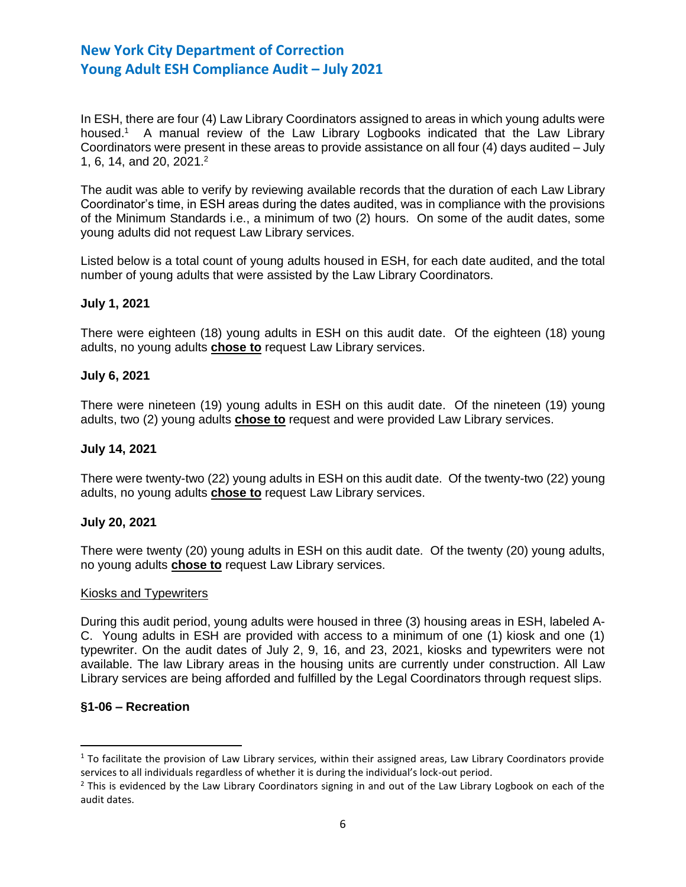In ESH, there are four (4) Law Library Coordinators assigned to areas in which young adults were housed.[1] A manual review of the Law Library Logbooks indicated that the Law Library Coordinators were present in these areas to provide assistance on all four (4) days audited – July 1, 6, 14, and 20, 2021.[2]

The audit was able to verify by reviewing available records that the duration of each Law Library Coordinator's time, in ESH areas during the dates audited, was in compliance with the provisions of the Minimum Standards i.e., a minimum of two (2) hours. On some of the audit dates, some young adults did not request Law Library services.

Listed below is a total count of young adults housed in ESH, for each date audited, and the total number of young adults that were assisted by the Law Library Coordinators.

**July 1, 2021**

There were eighteen (18) young adults in ESH on this audit date. Of the eighteen (18) young adults, no young adults <u>**chose to**</u> request Law Library services.

**July 6, 2021**

There were nineteen (19) young adults in ESH on this audit date. Of the nineteen (19) young adults, two (2) young adults <u>**chose to**</u> request and were provided Law Library services.

**July 14, 2021**

There were twenty-two (22) young adults in ESH on this audit date. Of the twenty-two (22) young adults, no young adults <u>**chose to**</u> request Law Library services.

**July 20, 2021**

There were twenty (20) young adults in ESH on this audit date. Of the twenty (20) young adults, no young adults <u>**chose to**</u> request Law Library services.

<u>Kiosks and Typewriters</u>

During this audit period, young adults were housed in three (3) housing areas in ESH, labeled A-C. Young adults in ESH are provided with access to a minimum of one (1) kiosk and one (1) typewriter. On the audit dates of July 2, 9, 16, and 23, 2021, kiosks and typewriters were not available. The law Library areas in the housing units are currently under construction. All Law Library services are being afforded and fulfilled by the Legal Coordinators through request slips.

**§1-06 – Recreation**

---

[1] To facilitate the provision of Law Library services, within their assigned areas, Law Library Coordinators provide services to all individuals regardless of whether it is during the individual's lock-out period.

[2] This is evidenced by the Law Library Coordinators signing in and out of the Law Library Logbook on each of the audit dates.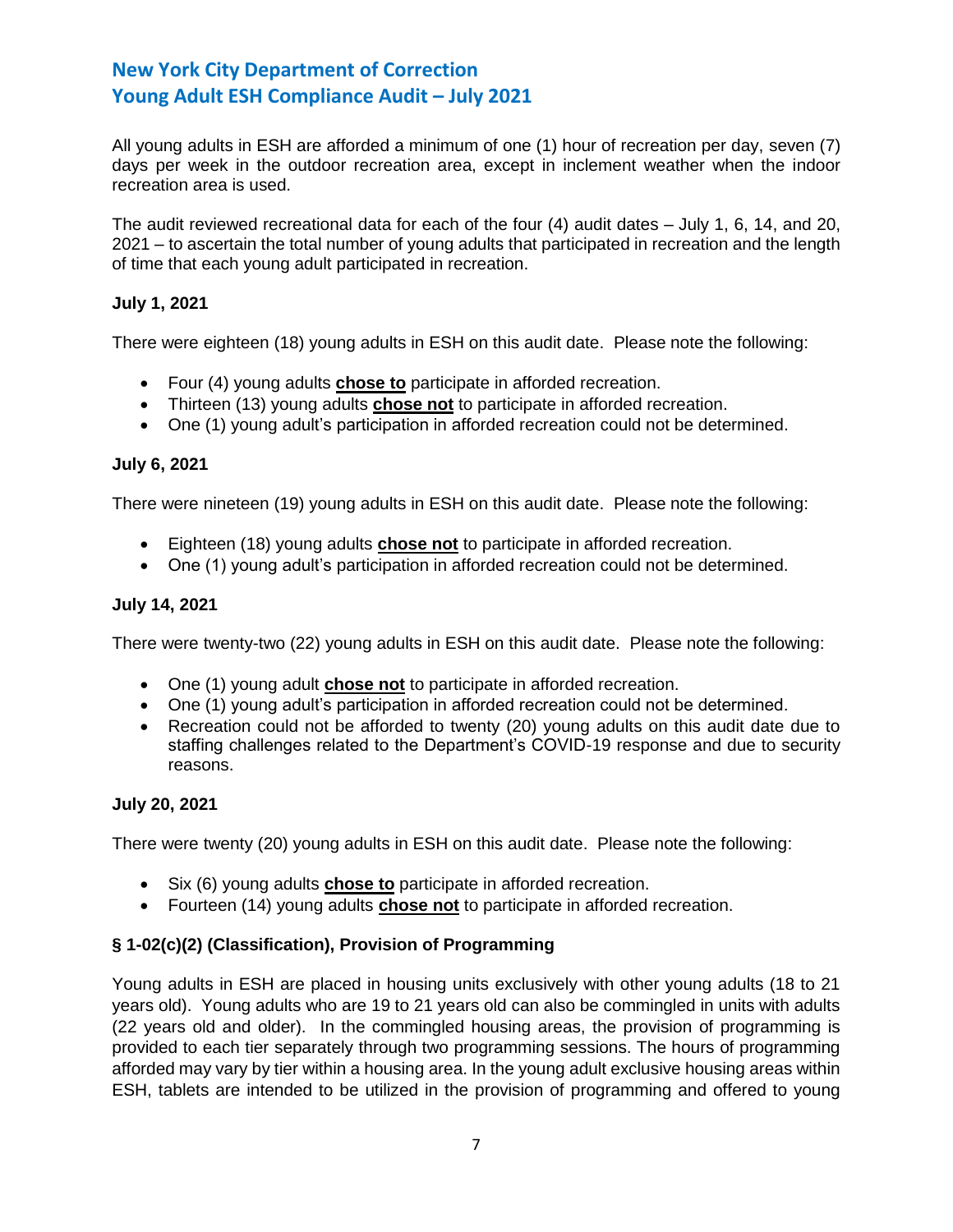All young adults in ESH are afforded a minimum of one (1) hour of recreation per day, seven (7) days per week in the outdoor recreation area, except in inclement weather when the indoor recreation area is used.

The audit reviewed recreational data for each of the four (4) audit dates – July 1, 6, 14, and 20, 2021 – to ascertain the total number of young adults that participated in recreation and the length of time that each young adult participated in recreation.

**July 1, 2021**

There were eighteen (18) young adults in ESH on this audit date. Please note the following:

- Four (4) young adults **chose to** participate in afforded recreation.
- Thirteen (13) young adults **chose not** to participate in afforded recreation.
- One (1) young adult's participation in afforded recreation could not be determined.

**July 6, 2021**

There were nineteen (19) young adults in ESH on this audit date. Please note the following:

- Eighteen (18) young adults **chose not** to participate in afforded recreation.
- One (1) young adult's participation in afforded recreation could not be determined.

**July 14, 2021**

There were twenty-two (22) young adults in ESH on this audit date. Please note the following:

- One (1) young adult **chose not** to participate in afforded recreation.
- One (1) young adult's participation in afforded recreation could not be determined.
- Recreation could not be afforded to twenty (20) young adults on this audit date due to staffing challenges related to the Department's COVID-19 response and due to security reasons.

**July 20, 2021**

There were twenty (20) young adults in ESH on this audit date. Please note the following:

- Six (6) young adults **chose to** participate in afforded recreation.
- Fourteen (14) young adults **chose not** to participate in afforded recreation.

**§ 1-02(c)(2) (Classification), Provision of Programming**

Young adults in ESH are placed in housing units exclusively with other young adults (18 to 21 years old). Young adults who are 19 to 21 years old can also be commingled in units with adults (22 years old and older). In the commingled housing areas, the provision of programming is provided to each tier separately through two programming sessions. The hours of programming afforded may vary by tier within a housing area. In the young adult exclusive housing areas within ESH, tablets are intended to be utilized in the provision of programming and offered to young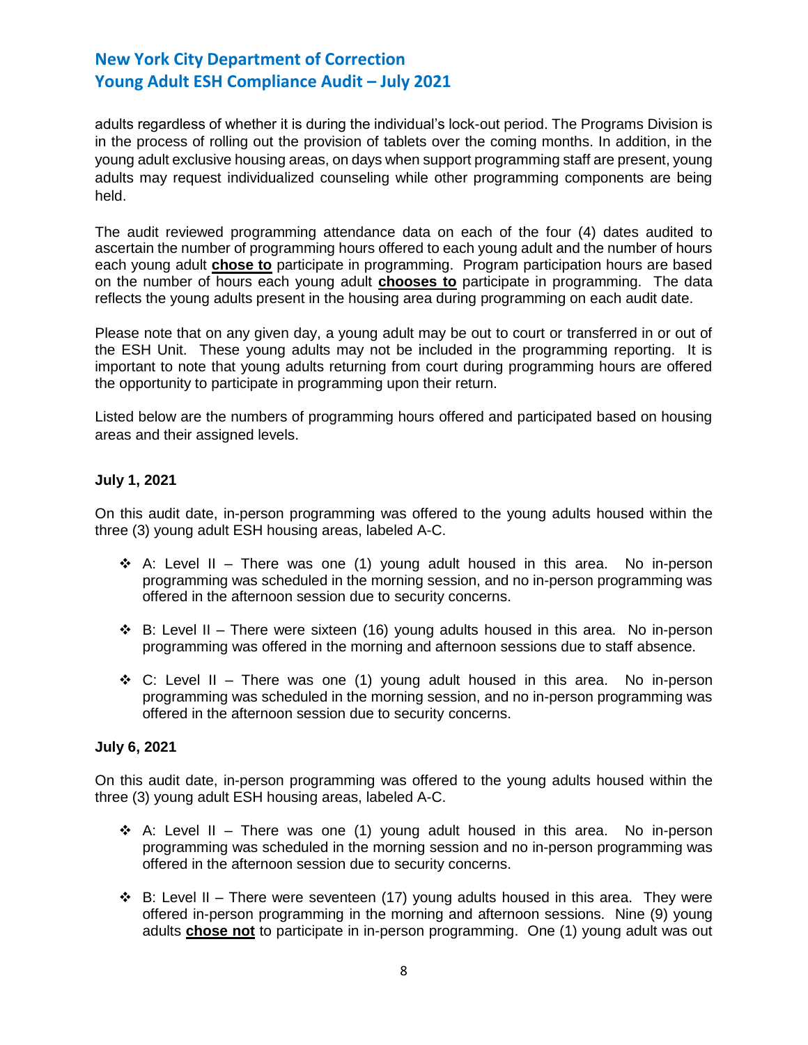adults regardless of whether it is during the individual's lock-out period. The Programs Division is in the process of rolling out the provision of tablets over the coming months. In addition, in the young adult exclusive housing areas, on days when support programming staff are present, young adults may request individualized counseling while other programming components are being held.

The audit reviewed programming attendance data on each of the four (4) dates audited to ascertain the number of programming hours offered to each young adult and the number of hours each young adult **chose to** participate in programming. Program participation hours are based on the number of hours each young adult **chooses to** participate in programming. The data reflects the young adults present in the housing area during programming on each audit date.

Please note that on any given day, a young adult may be out to court or transferred in or out of the ESH Unit. These young adults may not be included in the programming reporting. It is important to note that young adults returning from court during programming hours are offered the opportunity to participate in programming upon their return.

Listed below are the numbers of programming hours offered and participated based on housing areas and their assigned levels.

**July 1, 2021**

On this audit date, in-person programming was offered to the young adults housed within the three (3) young adult ESH housing areas, labeled A-C.

- A: Level II – There was one (1) young adult housed in this area. No in-person programming was scheduled in the morning session, and no in-person programming was offered in the afternoon session due to security concerns.

- B: Level II – There were sixteen (16) young adults housed in this area. No in-person programming was offered in the morning and afternoon sessions due to staff absence.

- C: Level II – There was one (1) young adult housed in this area. No in-person programming was scheduled in the morning session, and no in-person programming was offered in the afternoon session due to security concerns.

**July 6, 2021**

On this audit date, in-person programming was offered to the young adults housed within the three (3) young adult ESH housing areas, labeled A-C.

- A: Level II – There was one (1) young adult housed in this area. No in-person programming was scheduled in the morning session and no in-person programming was offered in the afternoon session due to security concerns.

- B: Level II – There were seventeen (17) young adults housed in this area. They were offered in-person programming in the morning and afternoon sessions. Nine (9) young adults **chose not** to participate in in-person programming. One (1) young adult was out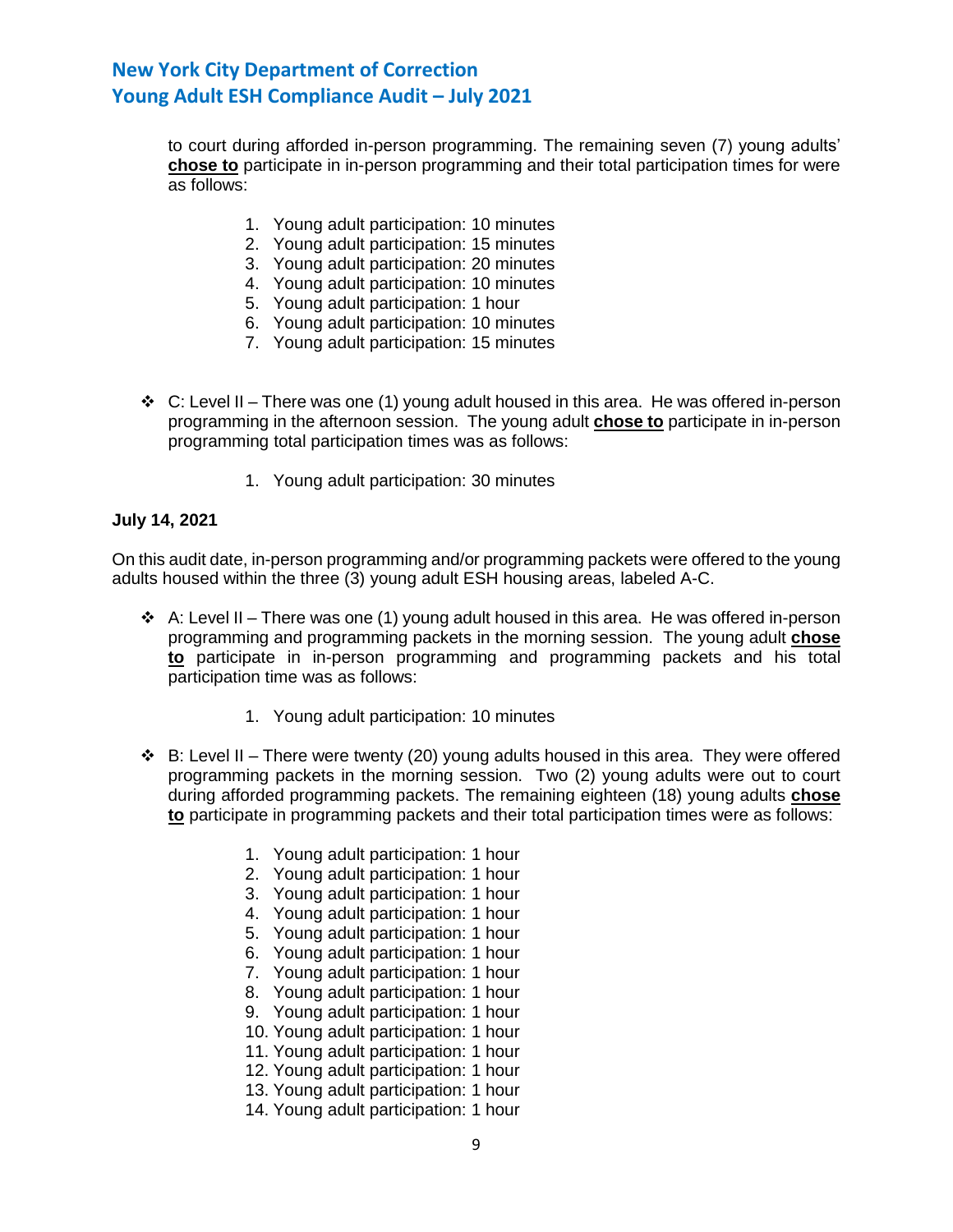to court during afforded in-person programming. The remaining seven (7) young adults' **chose to** participate in in-person programming and their total participation times for were as follows:

1. Young adult participation: 10 minutes
2. Young adult participation: 15 minutes
3. Young adult participation: 20 minutes
4. Young adult participation: 10 minutes
5. Young adult participation: 1 hour
6. Young adult participation: 10 minutes
7. Young adult participation: 15 minutes

- C: Level II – There was one (1) young adult housed in this area. He was offered in-person programming in the afternoon session. The young adult **chose to** participate in in-person programming total participation times was as follows:

  1. Young adult participation: 30 minutes

**July 14, 2021**

On this audit date, in-person programming and/or programming packets were offered to the young adults housed within the three (3) young adult ESH housing areas, labeled A-C.

- A: Level II – There was one (1) young adult housed in this area. He was offered in-person programming and programming packets in the morning session. The young adult **chose to** participate in in-person programming and programming packets and his total participation time was as follows:

  1. Young adult participation: 10 minutes

- B: Level II – There were twenty (20) young adults housed in this area. They were offered programming packets in the morning session. Two (2) young adults were out to court during afforded programming packets. The remaining eighteen (18) young adults **chose to** participate in programming packets and their total participation times were as follows:

  1. Young adult participation: 1 hour
  2. Young adult participation: 1 hour
  3. Young adult participation: 1 hour
  4. Young adult participation: 1 hour
  5. Young adult participation: 1 hour
  6. Young adult participation: 1 hour
  7. Young adult participation: 1 hour
  8. Young adult participation: 1 hour
  9. Young adult participation: 1 hour
  10. Young adult participation: 1 hour
  11. Young adult participation: 1 hour
  12. Young adult participation: 1 hour
  13. Young adult participation: 1 hour
  14. Young adult participation: 1 hour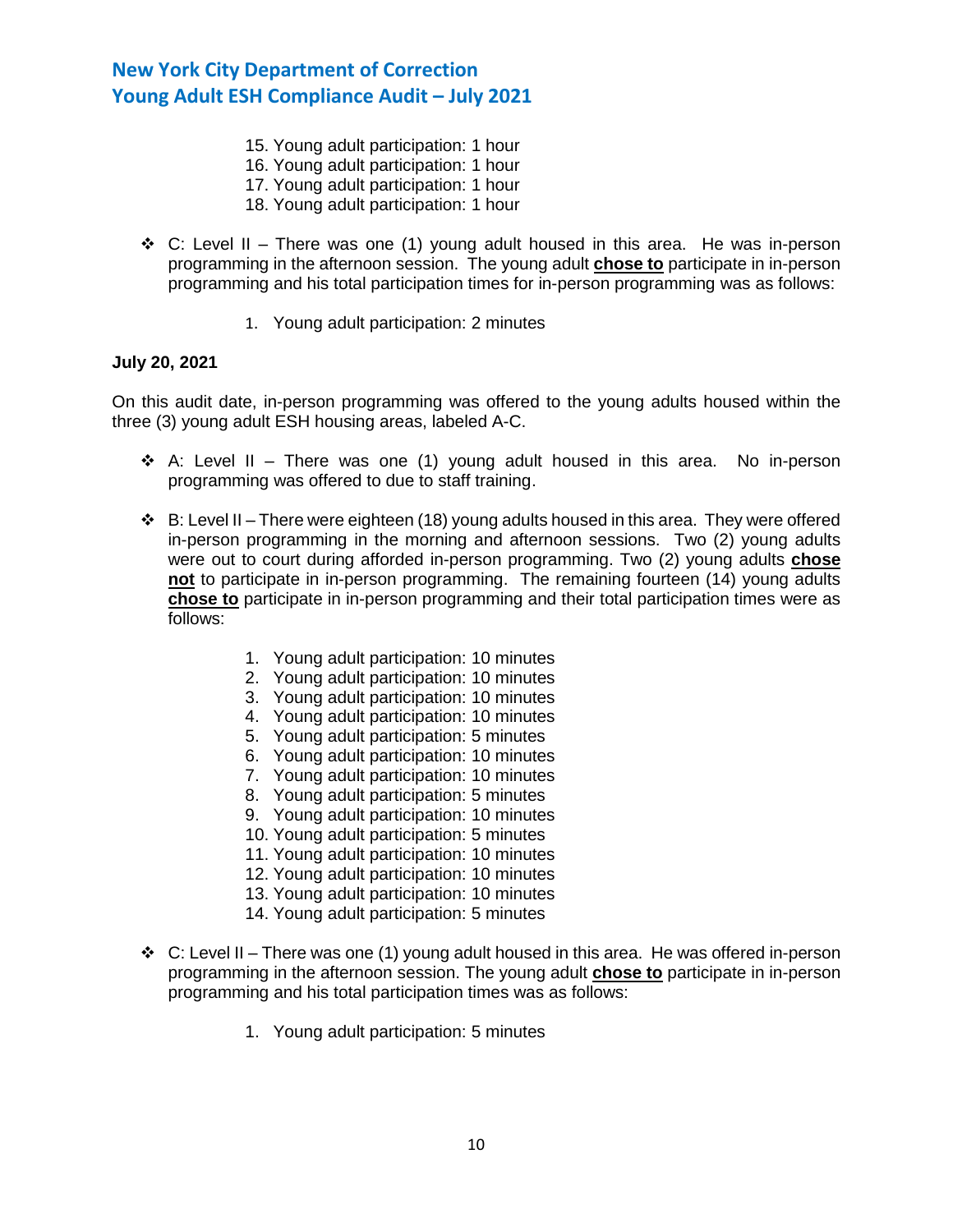15. Young adult participation: 1 hour
16. Young adult participation: 1 hour
17. Young adult participation: 1 hour
18. Young adult participation: 1 hour

- C: Level II – There was one (1) young adult housed in this area. He was in-person programming in the afternoon session. The young adult **chose to** participate in in-person programming and his total participation times for in-person programming was as follows:

    1. Young adult participation: 2 minutes

**July 20, 2021**

On this audit date, in-person programming was offered to the young adults housed within the three (3) young adult ESH housing areas, labeled A-C.

- A: Level II – There was one (1) young adult housed in this area. No in-person programming was offered to due to staff training.

- B: Level II – There were eighteen (18) young adults housed in this area. They were offered in-person programming in the morning and afternoon sessions. Two (2) young adults were out to court during afforded in-person programming. Two (2) young adults **chose not** to participate in in-person programming. The remaining fourteen (14) young adults **chose to** participate in in-person programming and their total participation times were as follows:

    1. Young adult participation: 10 minutes
    2. Young adult participation: 10 minutes
    3. Young adult participation: 10 minutes
    4. Young adult participation: 10 minutes
    5. Young adult participation: 5 minutes
    6. Young adult participation: 10 minutes
    7. Young adult participation: 10 minutes
    8. Young adult participation: 5 minutes
    9. Young adult participation: 10 minutes
    10. Young adult participation: 5 minutes
    11. Young adult participation: 10 minutes
    12. Young adult participation: 10 minutes
    13. Young adult participation: 10 minutes
    14. Young adult participation: 5 minutes

- C: Level II – There was one (1) young adult housed in this area. He was offered in-person programming in the afternoon session. The young adult **chose to** participate in in-person programming and his total participation times was as follows:

    1. Young adult participation: 5 minutes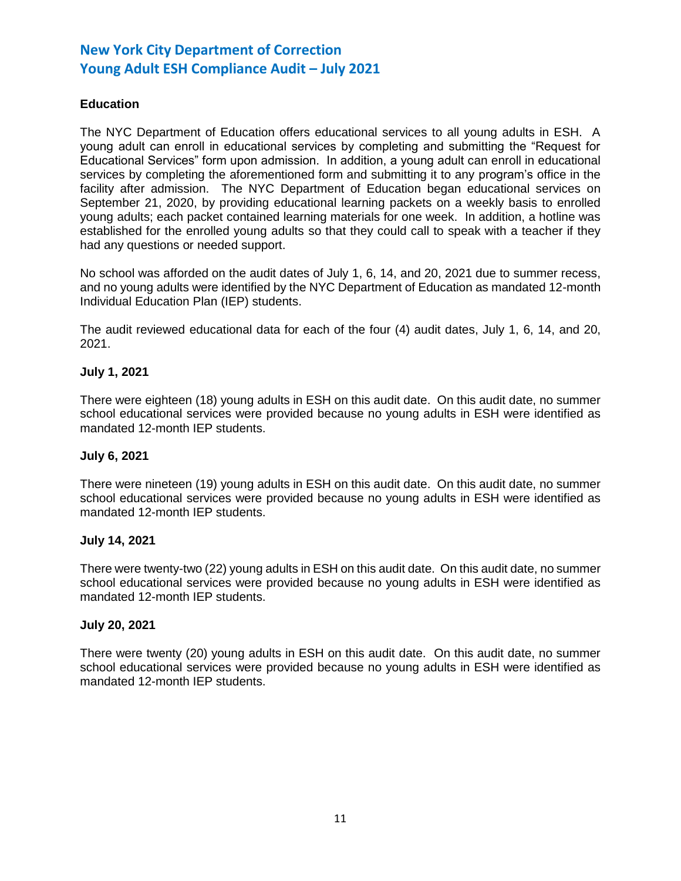## Education

The NYC Department of Education offers educational services to all young adults in ESH. A young adult can enroll in educational services by completing and submitting the "Request for Educational Services" form upon admission. In addition, a young adult can enroll in educational services by completing the aforementioned form and submitting it to any program's office in the facility after admission. The NYC Department of Education began educational services on September 21, 2020, by providing educational learning packets on a weekly basis to enrolled young adults; each packet contained learning materials for one week. In addition, a hotline was established for the enrolled young adults so that they could call to speak with a teacher if they had any questions or needed support.

No school was afforded on the audit dates of July 1, 6, 14, and 20, 2021 due to summer recess, and no young adults were identified by the NYC Department of Education as mandated 12-month Individual Education Plan (IEP) students.

The audit reviewed educational data for each of the four (4) audit dates, July 1, 6, 14, and 20, 2021.

### July 1, 2021

There were eighteen (18) young adults in ESH on this audit date. On this audit date, no summer school educational services were provided because no young adults in ESH were identified as mandated 12-month IEP students.

### July 6, 2021

There were nineteen (19) young adults in ESH on this audit date. On this audit date, no summer school educational services were provided because no young adults in ESH were identified as mandated 12-month IEP students.

### July 14, 2021

There were twenty-two (22) young adults in ESH on this audit date. On this audit date, no summer school educational services were provided because no young adults in ESH were identified as mandated 12-month IEP students.

### July 20, 2021

There were twenty (20) young adults in ESH on this audit date. On this audit date, no summer school educational services were provided because no young adults in ESH were identified as mandated 12-month IEP students.